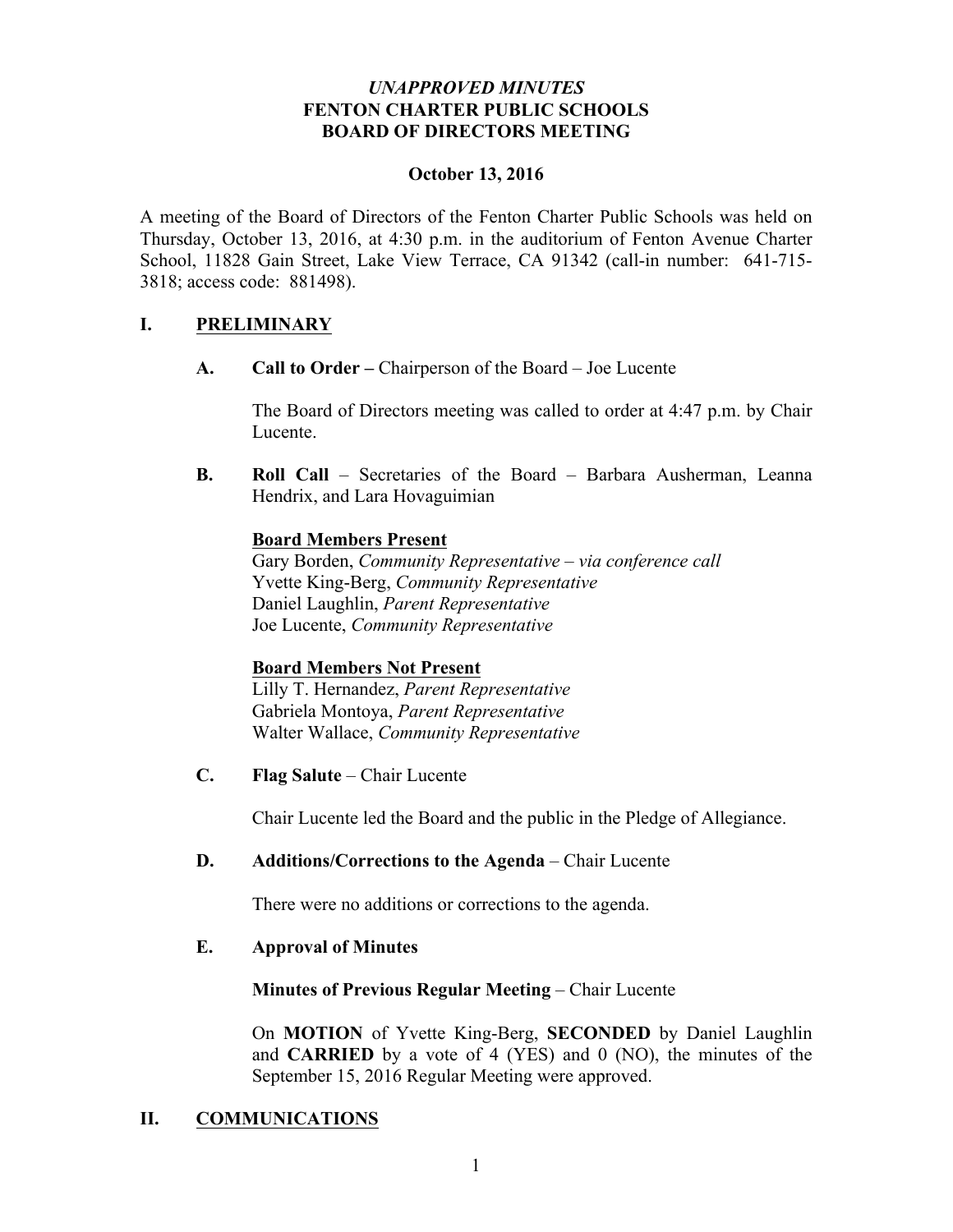*UNAPPROVED MINUTES*
**FENTON CHARTER PUBLIC SCHOOLS**
**BOARD OF DIRECTORS MEETING**

**October 13, 2016**

A meeting of the Board of Directors of the Fenton Charter Public Schools was held on Thursday, October 13, 2016, at 4:30 p.m. in the auditorium of Fenton Avenue Charter School, 11828 Gain Street, Lake View Terrace, CA 91342 (call-in number: 641-715-3818; access code: 881498).

## I. PRELIMINARY

**A. Call to Order –** Chairperson of the Board – Joe Lucente

The Board of Directors meeting was called to order at 4:47 p.m. by Chair Lucente.

**B. Roll Call** – Secretaries of the Board – Barbara Ausherman, Leanna Hendrix, and Lara Hovaguimian

**Board Members Present**
Gary Borden, *Community Representative – via conference call*
Yvette King-Berg, *Community Representative*
Daniel Laughlin, *Parent Representative*
Joe Lucente, *Community Representative*

**Board Members Not Present**
Lilly T. Hernandez, *Parent Representative*
Gabriela Montoya, *Parent Representative*
Walter Wallace, *Community Representative*

**C. Flag Salute** – Chair Lucente

Chair Lucente led the Board and the public in the Pledge of Allegiance.

**D. Additions/Corrections to the Agenda** – Chair Lucente

There were no additions or corrections to the agenda.

**E. Approval of Minutes**

**Minutes of Previous Regular Meeting** – Chair Lucente

On **MOTION** of Yvette King-Berg, **SECONDED** by Daniel Laughlin and **CARRIED** by a vote of 4 (YES) and 0 (NO), the minutes of the September 15, 2016 Regular Meeting were approved.

## II. COMMUNICATIONS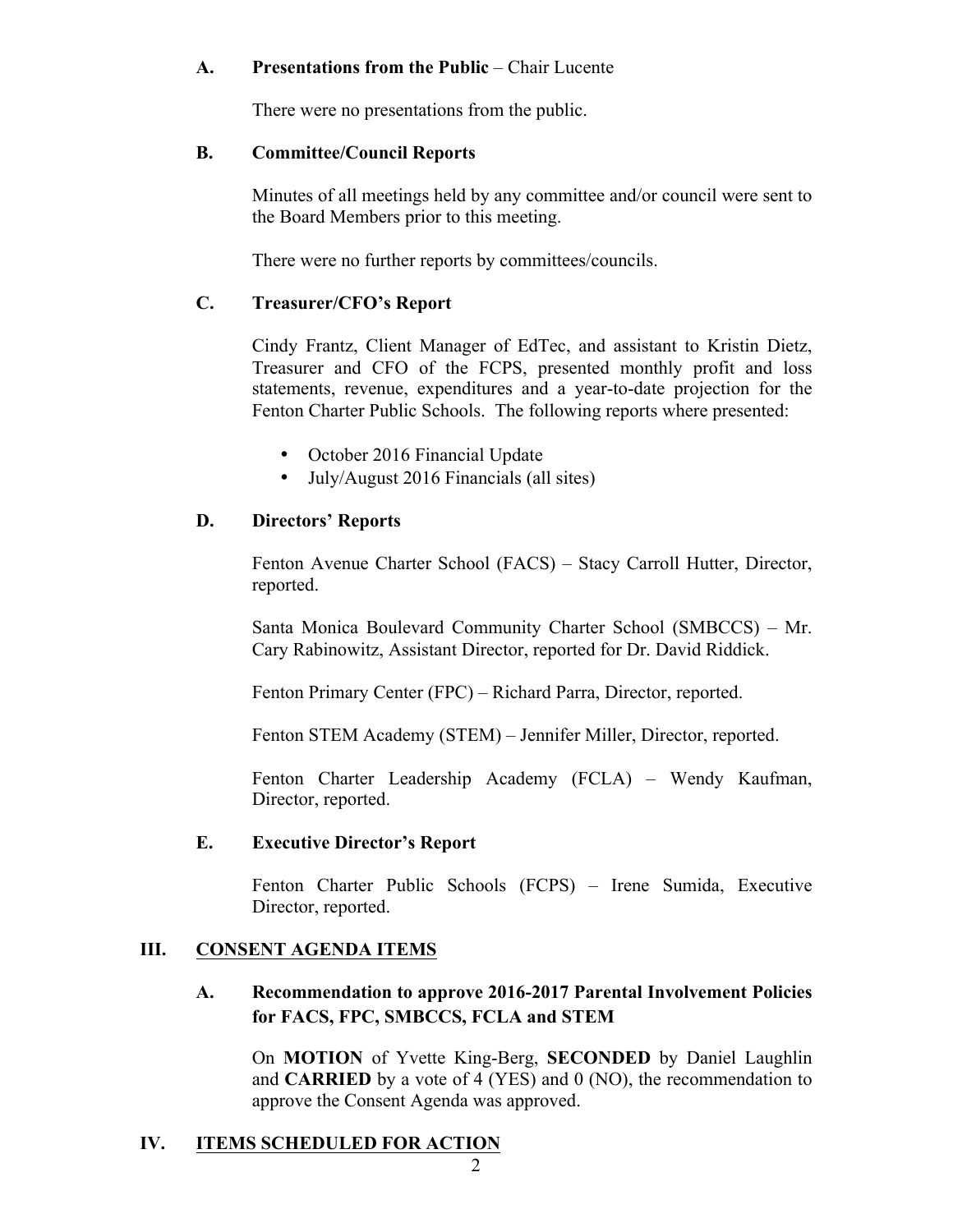### A. Presentations from the Public – Chair Lucente

There were no presentations from the public.

### B. Committee/Council Reports

Minutes of all meetings held by any committee and/or council were sent to the Board Members prior to this meeting.

There were no further reports by committees/councils.

### C. Treasurer/CFO's Report

Cindy Frantz, Client Manager of EdTec, and assistant to Kristin Dietz, Treasurer and CFO of the FCPS, presented monthly profit and loss statements, revenue, expenditures and a year-to-date projection for the Fenton Charter Public Schools. The following reports where presented:

- October 2016 Financial Update
- July/August 2016 Financials (all sites)

### D. Directors' Reports

Fenton Avenue Charter School (FACS) – Stacy Carroll Hutter, Director, reported.

Santa Monica Boulevard Community Charter School (SMBCCS) – Mr. Cary Rabinowitz, Assistant Director, reported for Dr. David Riddick.

Fenton Primary Center (FPC) – Richard Parra, Director, reported.

Fenton STEM Academy (STEM) – Jennifer Miller, Director, reported.

Fenton Charter Leadership Academy (FCLA) – Wendy Kaufman, Director, reported.

### E. Executive Director's Report

Fenton Charter Public Schools (FCPS) – Irene Sumida, Executive Director, reported.

## III. CONSENT AGENDA ITEMS

### A. Recommendation to approve 2016-2017 Parental Involvement Policies for FACS, FPC, SMBCCS, FCLA and STEM

On **MOTION** of Yvette King-Berg, **SECONDED** by Daniel Laughlin and **CARRIED** by a vote of 4 (YES) and 0 (NO), the recommendation to approve the Consent Agenda was approved.

## IV. ITEMS SCHEDULED FOR ACTION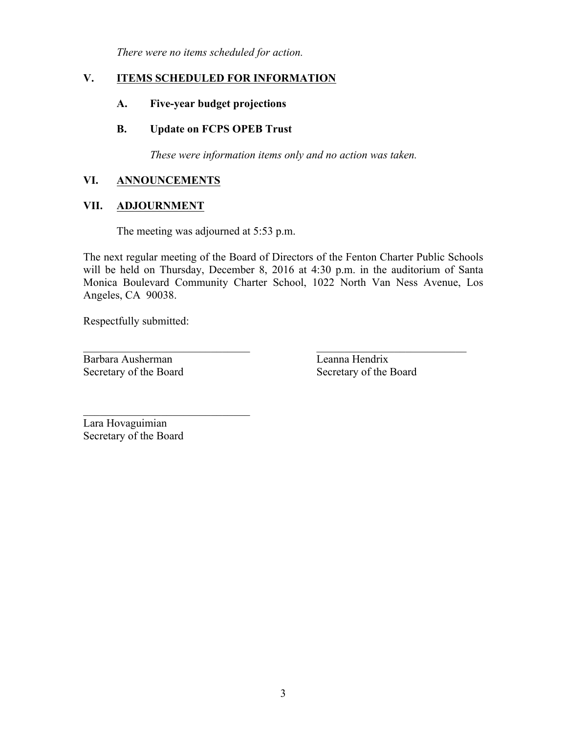*There were no items scheduled for action.*

## V. ITEMS SCHEDULED FOR INFORMATION

### A. Five-year budget projections

### B. Update on FCPS OPEB Trust

*These were information items only and no action was taken.*

## VI. ANNOUNCEMENTS

## VII. ADJOURNMENT

The meeting was adjourned at 5:53 p.m.

The next regular meeting of the Board of Directors of the Fenton Charter Public Schools will be held on Thursday, December 8, 2016 at 4:30 p.m. in the auditorium of Santa Monica Boulevard Community Charter School, 1022 North Van Ness Avenue, Los Angeles, CA 90038.

Respectfully submitted:

\_\_\_\_\_\_\_\_\_\_\_\_\_\_\_\_\_\_\_\_\_\_\_\_\_\_\_\_\_\_
Barbara Ausherman
Secretary of the Board

\_\_\_\_\_\_\_\_\_\_\_\_\_\_\_\_\_\_\_\_\_\_\_\_\_\_\_\_\_\_
Leanna Hendrix
Secretary of the Board

\_\_\_\_\_\_\_\_\_\_\_\_\_\_\_\_\_\_\_\_\_\_\_\_\_\_\_\_\_\_
Lara Hovaguimian
Secretary of the Board